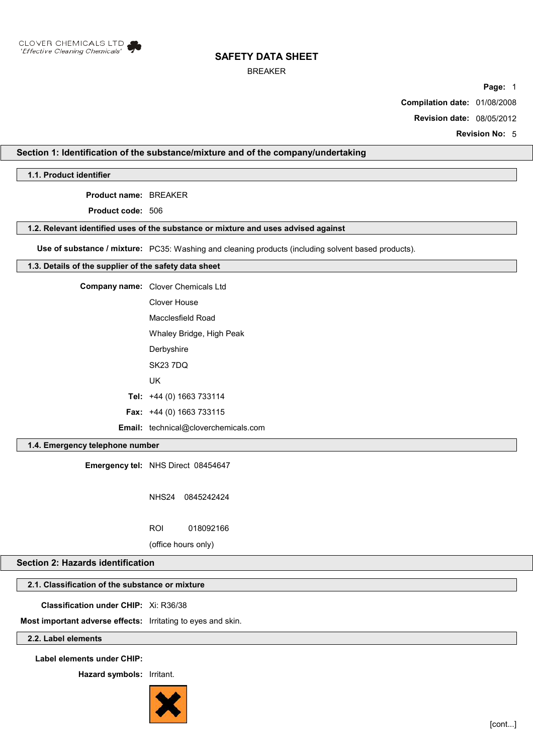CLOVER CHEMICALS LTD
*'Effective Cleaning Chemicals'*

# SAFETY DATA SHEET

BREAKER

**Compilation date:** 01/08/2008

**Revision date:** 08/05/2012

**Revision No:** 5

## Section 1: Identification of the substance/mixture and of the company/undertaking

### 1.1. Product identifier

**Product name:** BREAKER

**Product code:** 506

### 1.2. Relevant identified uses of the substance or mixture and uses advised against

**Use of substance / mixture:** PC35: Washing and cleaning products (including solvent based products).

### 1.3. Details of the supplier of the safety data sheet

**Company name:** Clover Chemicals Ltd
Clover House
Macclesfield Road
Whaley Bridge, High Peak
Derbyshire
SK23 7DQ
UK

**Tel:** +44 (0) 1663 733114

**Fax:** +44 (0) 1663 733115

**Email:** technical@cloverchemicals.com

### 1.4. Emergency telephone number

**Emergency tel:** NHS Direct 08454647

NHS24 0845242424

ROI 018092166

(office hours only)

## Section 2: Hazards identification

### 2.1. Classification of the substance or mixture

**Classification under CHIP:** Xi: R36/38

**Most important adverse effects:** Irritating to eyes and skin.

### 2.2. Label elements

**Label elements under CHIP:**

**Hazard symbols:** Irritant.

[cont...]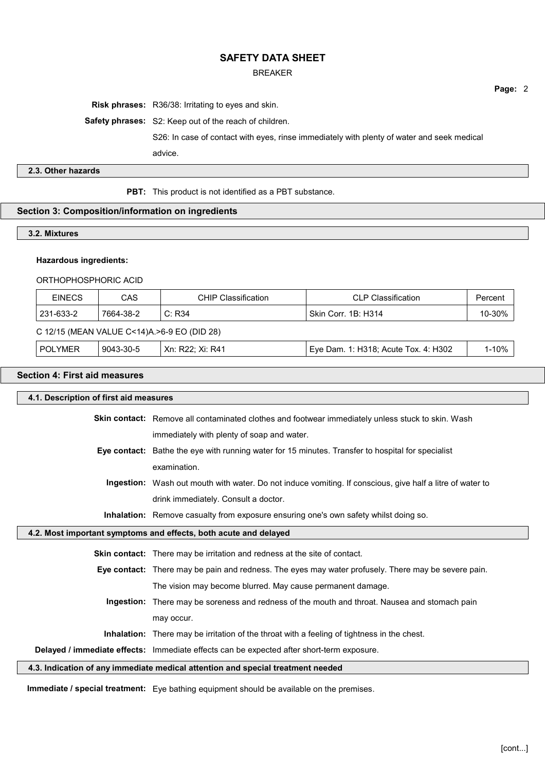**Risk phrases:** R36/38: Irritating to eyes and skin.

**Safety phrases:** S2: Keep out of the reach of children.

S26: In case of contact with eyes, rinse immediately with plenty of water and seek medical advice.

### 2.3. Other hazards

**PBT:** This product is not identified as a PBT substance.

## Section 3: Composition/information on ingredients

### 3.2. Mixtures

**Hazardous ingredients:**

ORTHOPHOSPHORIC ACID

| EINECS | CAS | CHIP Classification | CLP Classification | Percent |
|---|---|---|---|---|
| 231-633-2 | 7664-38-2 | C: R34 | Skin Corr. 1B: H314 | 10-30% |

C 12/15 (MEAN VALUE C<14)A.>6-9 EO (DID 28)

| EINECS | CAS | CHIP Classification | CLP Classification | Percent |
|---|---|---|---|---|
| POLYMER | 9043-30-5 | Xn: R22; Xi: R41 | Eye Dam. 1: H318; Acute Tox. 4: H302 | 1-10% |

## Section 4: First aid measures

### 4.1. Description of first aid measures

**Skin contact:** Remove all contaminated clothes and footwear immediately unless stuck to skin. Wash immediately with plenty of soap and water.

**Eye contact:** Bathe the eye with running water for 15 minutes. Transfer to hospital for specialist examination.

**Ingestion:** Wash out mouth with water. Do not induce vomiting. If conscious, give half a litre of water to drink immediately. Consult a doctor.

**Inhalation:** Remove casualty from exposure ensuring one's own safety whilst doing so.

### 4.2. Most important symptoms and effects, both acute and delayed

**Skin contact:** There may be irritation and redness at the site of contact.

**Eye contact:** There may be pain and redness. The eyes may water profusely. There may be severe pain. The vision may become blurred. May cause permanent damage.

**Ingestion:** There may be soreness and redness of the mouth and throat. Nausea and stomach pain may occur.

**Inhalation:** There may be irritation of the throat with a feeling of tightness in the chest.

**Delayed / immediate effects:** Immediate effects can be expected after short-term exposure.

### 4.3. Indication of any immediate medical attention and special treatment needed

**Immediate / special treatment:** Eye bathing equipment should be available on the premises.

[cont...]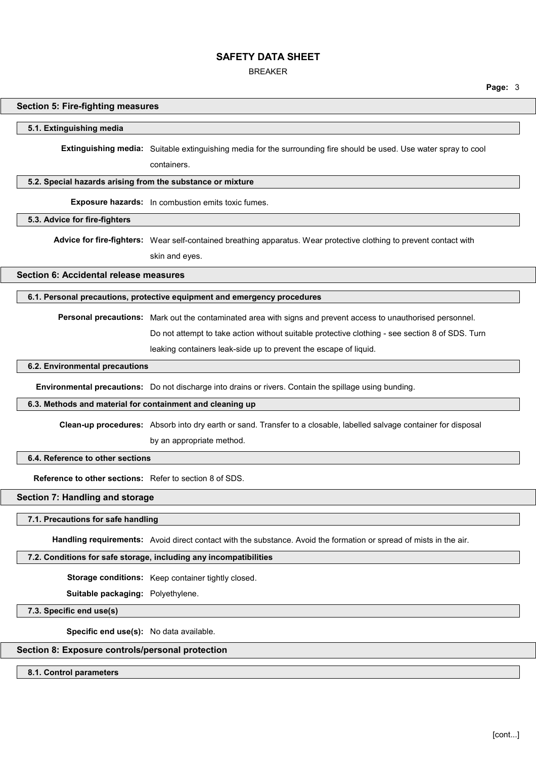## Section 5: Fire-fighting measures

### 5.1. Extinguishing media

**Extinguishing media:** Suitable extinguishing media for the surrounding fire should be used. Use water spray to cool containers.

### 5.2. Special hazards arising from the substance or mixture

**Exposure hazards:** In combustion emits toxic fumes.

### 5.3. Advice for fire-fighters

**Advice for fire-fighters:** Wear self-contained breathing apparatus. Wear protective clothing to prevent contact with skin and eyes.

## Section 6: Accidental release measures

### 6.1. Personal precautions, protective equipment and emergency procedures

**Personal precautions:** Mark out the contaminated area with signs and prevent access to unauthorised personnel. Do not attempt to take action without suitable protective clothing - see section 8 of SDS. Turn leaking containers leak-side up to prevent the escape of liquid.

### 6.2. Environmental precautions

**Environmental precautions:** Do not discharge into drains or rivers. Contain the spillage using bunding.

### 6.3. Methods and material for containment and cleaning up

**Clean-up procedures:** Absorb into dry earth or sand. Transfer to a closable, labelled salvage container for disposal by an appropriate method.

### 6.4. Reference to other sections

**Reference to other sections:** Refer to section 8 of SDS.

## Section 7: Handling and storage

### 7.1. Precautions for safe handling

**Handling requirements:** Avoid direct contact with the substance. Avoid the formation or spread of mists in the air.

### 7.2. Conditions for safe storage, including any incompatibilities

**Storage conditions:** Keep container tightly closed.

**Suitable packaging:** Polyethylene.

### 7.3. Specific end use(s)

**Specific end use(s):** No data available.

## Section 8: Exposure controls/personal protection

### 8.1. Control parameters

[cont...]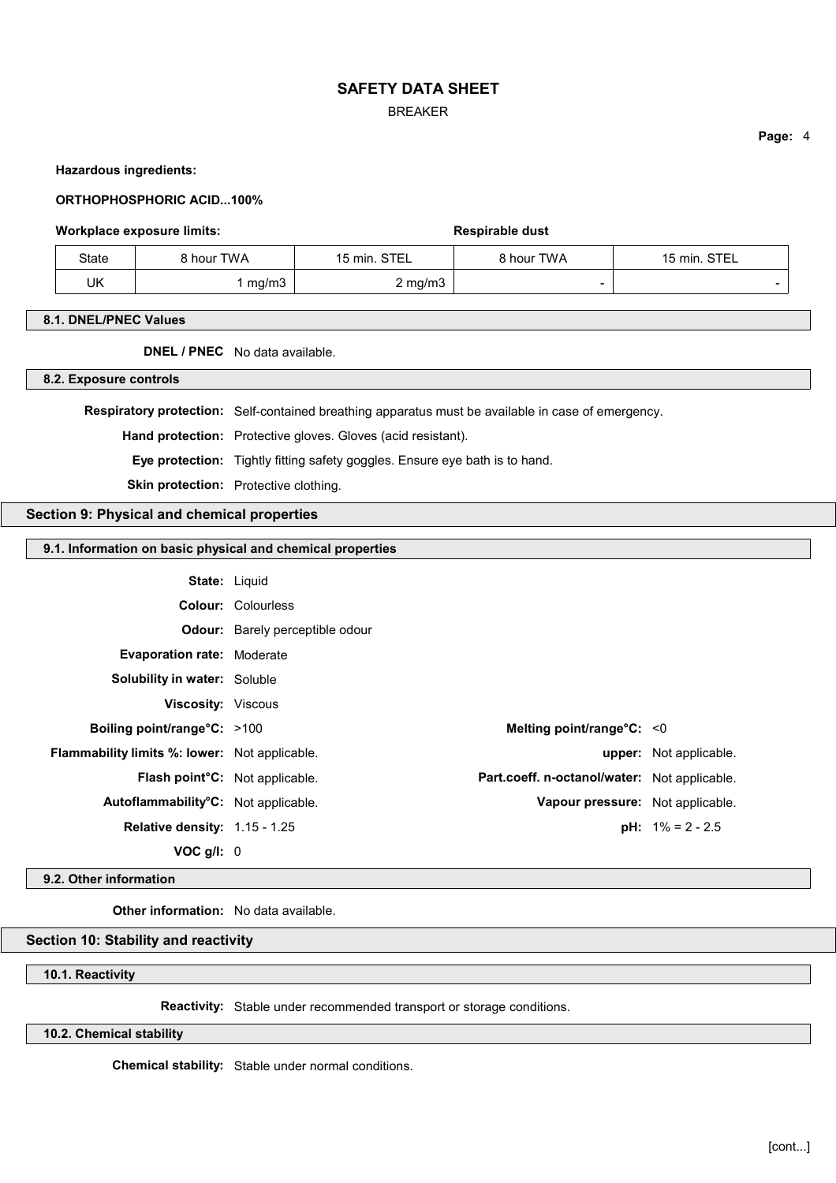**Hazardous ingredients:**

**ORTHOPHOSPHORIC ACID...100%**

**Workplace exposure limits:** **Respirable dust**

| State | 8 hour TWA | 15 min. STEL | 8 hour TWA | 15 min. STEL |
|---|---|---|---|---|
| UK | 1 mg/m3 | 2 mg/m3 | - | - |

### 8.1. DNEL/PNEC Values

**DNEL / PNEC** No data available.

### 8.2. Exposure controls

**Respiratory protection:** Self-contained breathing apparatus must be available in case of emergency.

**Hand protection:** Protective gloves. Gloves (acid resistant).

**Eye protection:** Tightly fitting safety goggles. Ensure eye bath is to hand.

**Skin protection:** Protective clothing.

## Section 9: Physical and chemical properties

### 9.1. Information on basic physical and chemical properties

**State:** Liquid

**Colour:** Colourless

**Odour:** Barely perceptible odour

**Evaporation rate:** Moderate

**Solubility in water:** Soluble

**Viscosity:** Viscous

**Boiling point/range°C:** >100

**Melting point/range°C:** <0

**Flammability limits %: lower:** Not applicable.

**upper:** Not applicable.

**Flash point°C:** Not applicable.

**Part.coeff. n-octanol/water:** Not applicable.

**Autoflammability°C:** Not applicable.

**Vapour pressure:** Not applicable.

**Relative density:** 1.15 - 1.25

**pH:** 1% = 2 - 2.5

**VOC g/l:** 0

### 9.2. Other information

**Other information:** No data available.

## Section 10: Stability and reactivity

### 10.1. Reactivity

**Reactivity:** Stable under recommended transport or storage conditions.

### 10.2. Chemical stability

**Chemical stability:** Stable under normal conditions.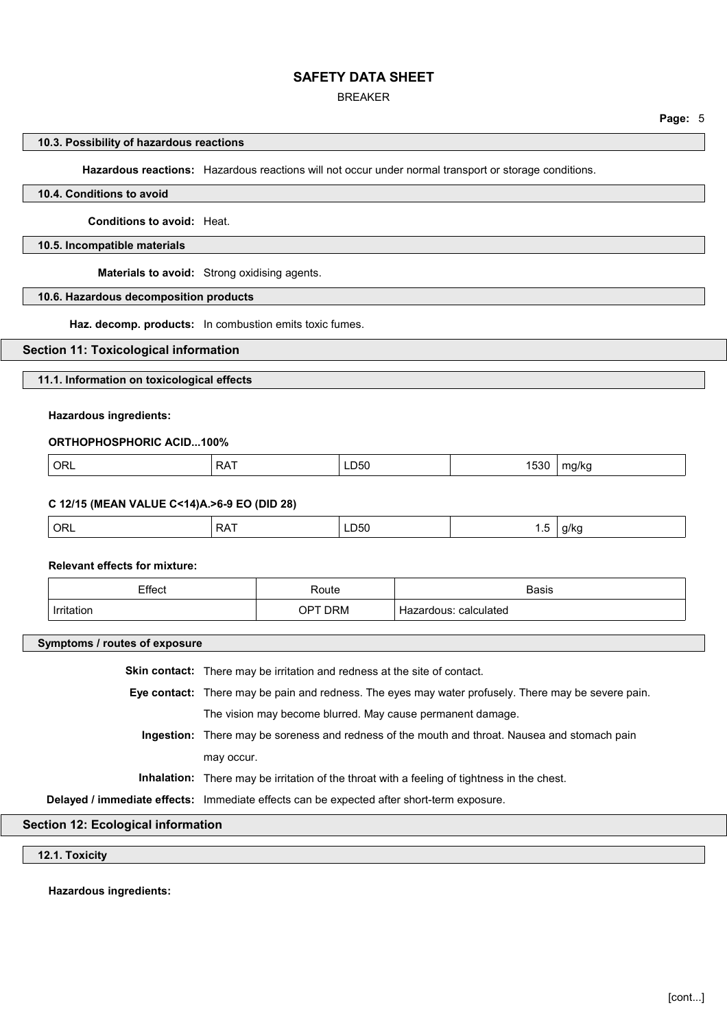### 10.3. Possibility of hazardous reactions

**Hazardous reactions:** Hazardous reactions will not occur under normal transport or storage conditions.

### 10.4. Conditions to avoid

**Conditions to avoid:** Heat.

### 10.5. Incompatible materials

**Materials to avoid:** Strong oxidising agents.

### 10.6. Hazardous decomposition products

**Haz. decomp. products:** In combustion emits toxic fumes.

## Section 11: Toxicological information

### 11.1. Information on toxicological effects

**Hazardous ingredients:**

**ORTHOPHOSPHORIC ACID...100%**

| ORL | RAT | LD50 | 1530 | mg/kg |
|---|---|---|---|---|

**C 12/15 (MEAN VALUE C<14)A.>6-9 EO (DID 28)**

| ORL | RAT | LD50 | 1.5 | g/kg |
|---|---|---|---|---|

**Relevant effects for mixture:**

| Effect | Route | Basis |
|---|---|---|
| Irritation | OPT DRM | Hazardous: calculated |

### Symptoms / routes of exposure

**Skin contact:** There may be irritation and redness at the site of contact.

**Eye contact:** There may be pain and redness. The eyes may water profusely. There may be severe pain. The vision may become blurred. May cause permanent damage.

**Ingestion:** There may be soreness and redness of the mouth and throat. Nausea and stomach pain may occur.

**Inhalation:** There may be irritation of the throat with a feeling of tightness in the chest.

**Delayed / immediate effects:** Immediate effects can be expected after short-term exposure.

## Section 12: Ecological information

### 12.1. Toxicity

**Hazardous ingredients:**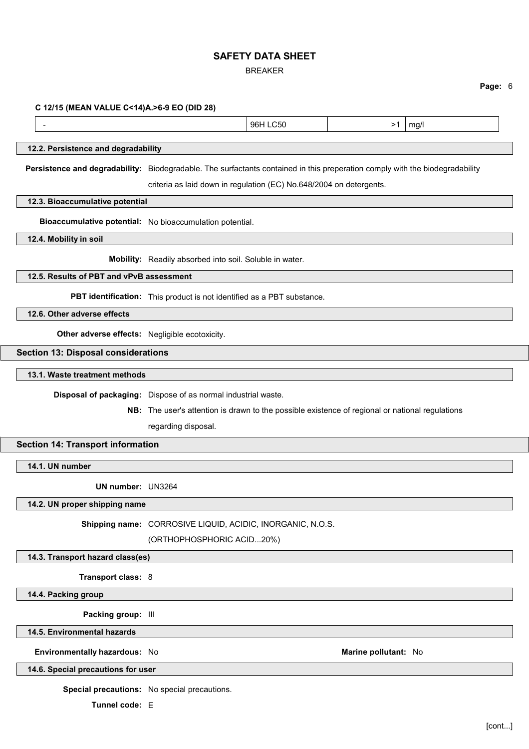**C 12/15 (MEAN VALUE C<14)A.>6-9 EO (DID 28)**

| - | 96H LC50 | >1 | mg/l |
|---|---|---|---|

### 12.2. Persistence and degradability

**Persistence and degradability:** Biodegradable. The surfactants contained in this preperation comply with the biodegradability criteria as laid down in regulation (EC) No.648/2004 on detergents.

### 12.3. Bioaccumulative potential

**Bioaccumulative potential:** No bioaccumulation potential.

### 12.4. Mobility in soil

**Mobility:** Readily absorbed into soil. Soluble in water.

### 12.5. Results of PBT and vPvB assessment

**PBT identification:** This product is not identified as a PBT substance.

### 12.6. Other adverse effects

**Other adverse effects:** Negligible ecotoxicity.

## Section 13: Disposal considerations

### 13.1. Waste treatment methods

**Disposal of packaging:** Dispose of as normal industrial waste.

**NB:** The user's attention is drawn to the possible existence of regional or national regulations regarding disposal.

## Section 14: Transport information

### 14.1. UN number

**UN number:** UN3264

### 14.2. UN proper shipping name

**Shipping name:** CORROSIVE LIQUID, ACIDIC, INORGANIC, N.O.S. (ORTHOPHOSPHORIC ACID...20%)

### 14.3. Transport hazard class(es)

**Transport class:** 8

### 14.4. Packing group

**Packing group:** III

### 14.5. Environmental hazards

**Environmentally hazardous:** No

**Marine pollutant:** No

### 14.6. Special precautions for user

**Special precautions:** No special precautions.

**Tunnel code:** E

[cont...]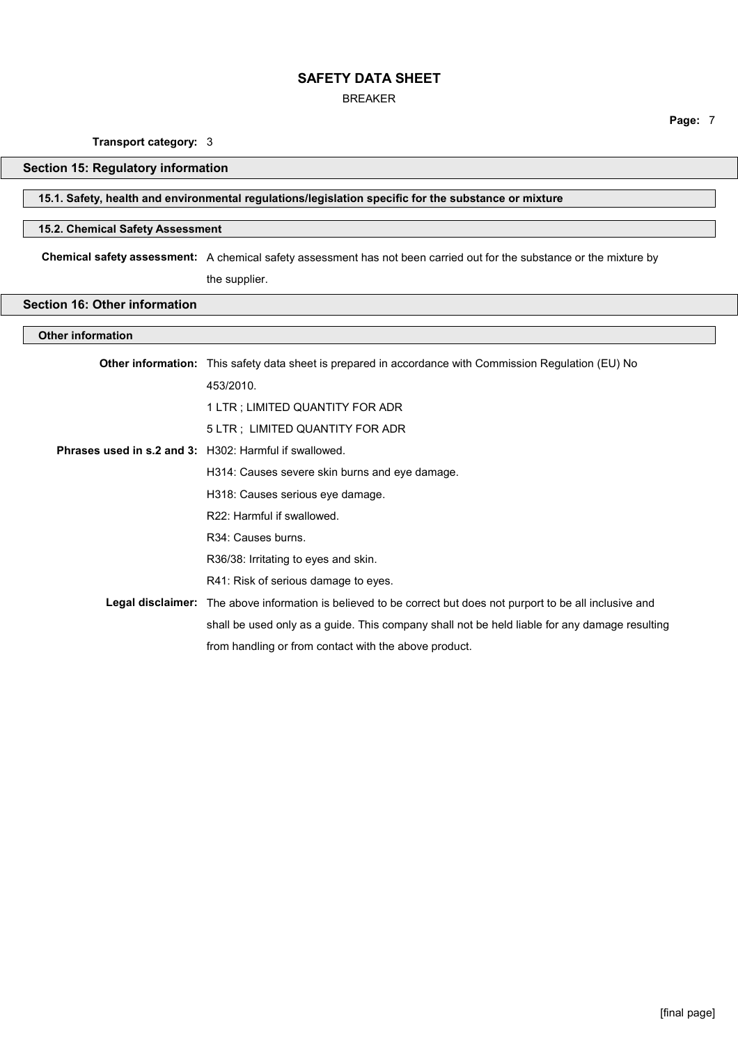**Transport category:** 3

## Section 15: Regulatory information

### 15.1. Safety, health and environmental regulations/legislation specific for the substance or mixture

### 15.2. Chemical Safety Assessment

**Chemical safety assessment:** A chemical safety assessment has not been carried out for the substance or the mixture by the supplier.

## Section 16: Other information

### Other information

**Other information:** This safety data sheet is prepared in accordance with Commission Regulation (EU) No 453/2010.

1 LTR ; LIMITED QUANTITY FOR ADR

5 LTR ; LIMITED QUANTITY FOR ADR

**Phrases used in s.2 and 3:** H302: Harmful if swallowed.

H314: Causes severe skin burns and eye damage.

H318: Causes serious eye damage.

R22: Harmful if swallowed.

R34: Causes burns.

R36/38: Irritating to eyes and skin.

R41: Risk of serious damage to eyes.

**Legal disclaimer:** The above information is believed to be correct but does not purport to be all inclusive and shall be used only as a guide. This company shall not be held liable for any damage resulting from handling or from contact with the above product.